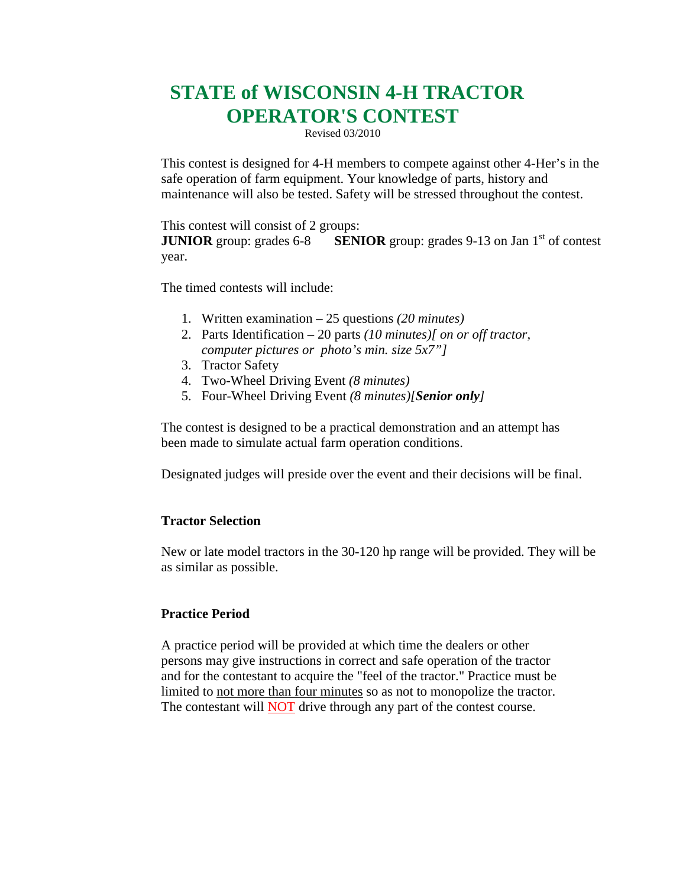# STATE of WISCONSIN 4-H TRACTOR OPERATOR'S CONTEST

Revised 03/2010

This contest is designed for 4-H members to compete against other 4-Her's in the safe operation of farm equipment. Your knowledge of parts, history and maintenance will also be tested. Safety will be stressed throughout the contest.

This contest will consist of 2 groups:
**JUNIOR** group: grades 6-8 **SENIOR** group: grades 9-13 on Jan 1st of contest year.

The timed contests will include:

1. Written examination – 25 questions *(20 minutes)*
2. Parts Identification – 20 parts *(10 minutes)[ on or off tractor, computer pictures or photo's min. size 5x7"]*
3. Tractor Safety
4. Two-Wheel Driving Event *(8 minutes)*
5. Four-Wheel Driving Event *(8 minutes)[**Senior only**]*

The contest is designed to be a practical demonstration and an attempt has been made to simulate actual farm operation conditions.

Designated judges will preside over the event and their decisions will be final.

### Tractor Selection

New or late model tractors in the 30-120 hp range will be provided. They will be as similar as possible.

### Practice Period

A practice period will be provided at which time the dealers or other persons may give instructions in correct and safe operation of the tractor and for the contestant to acquire the "feel of the tractor." Practice must be limited to not more than four minutes so as not to monopolize the tractor. The contestant will NOT drive through any part of the contest course.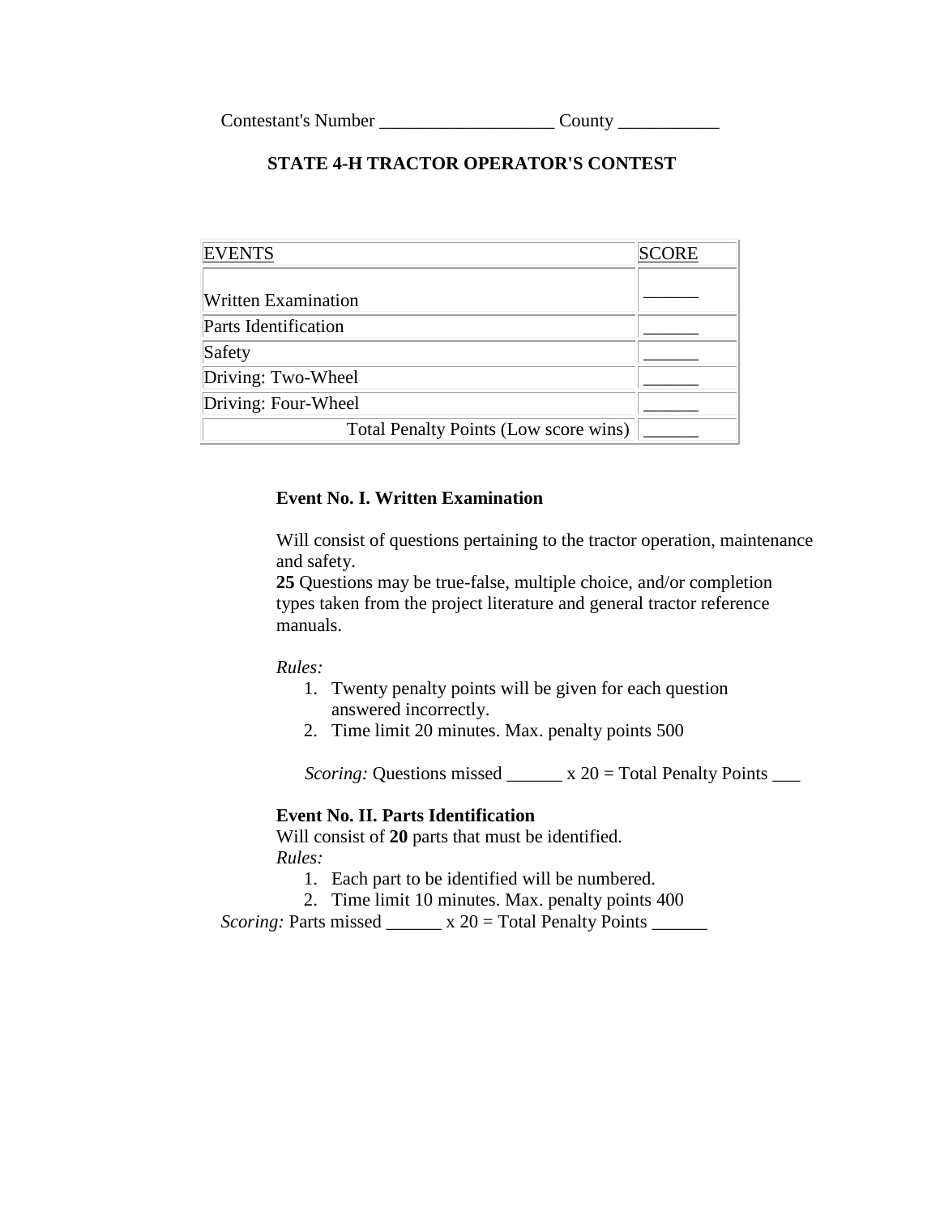Contestant's Number ___________________ County ___________

## STATE 4-H TRACTOR OPERATOR'S CONTEST

| EVENTS | SCORE |
|---|---|
| Written Examination | ______ |
| Parts Identification | ______ |
| Safety | ______ |
| Driving: Two-Wheel | ______ |
| Driving: Four-Wheel | ______ |
| Total Penalty Points (Low score wins) | ______ |

### Event No. I. Written Examination

Will consist of questions pertaining to the tractor operation, maintenance and safety.
**25** Questions may be true-false, multiple choice, and/or completion types taken from the project literature and general tractor reference manuals.

*Rules:*

1. Twenty penalty points will be given for each question answered incorrectly.
2. Time limit 20 minutes. Max. penalty points 500

*Scoring:* Questions missed ______ x 20 = Total Penalty Points ___

### Event No. II. Parts Identification

Will consist of **20** parts that must be identified.
*Rules:*

1. Each part to be identified will be numbered.
2. Time limit 10 minutes. Max. penalty points 400

*Scoring:* Parts missed ______ x 20 = Total Penalty Points ______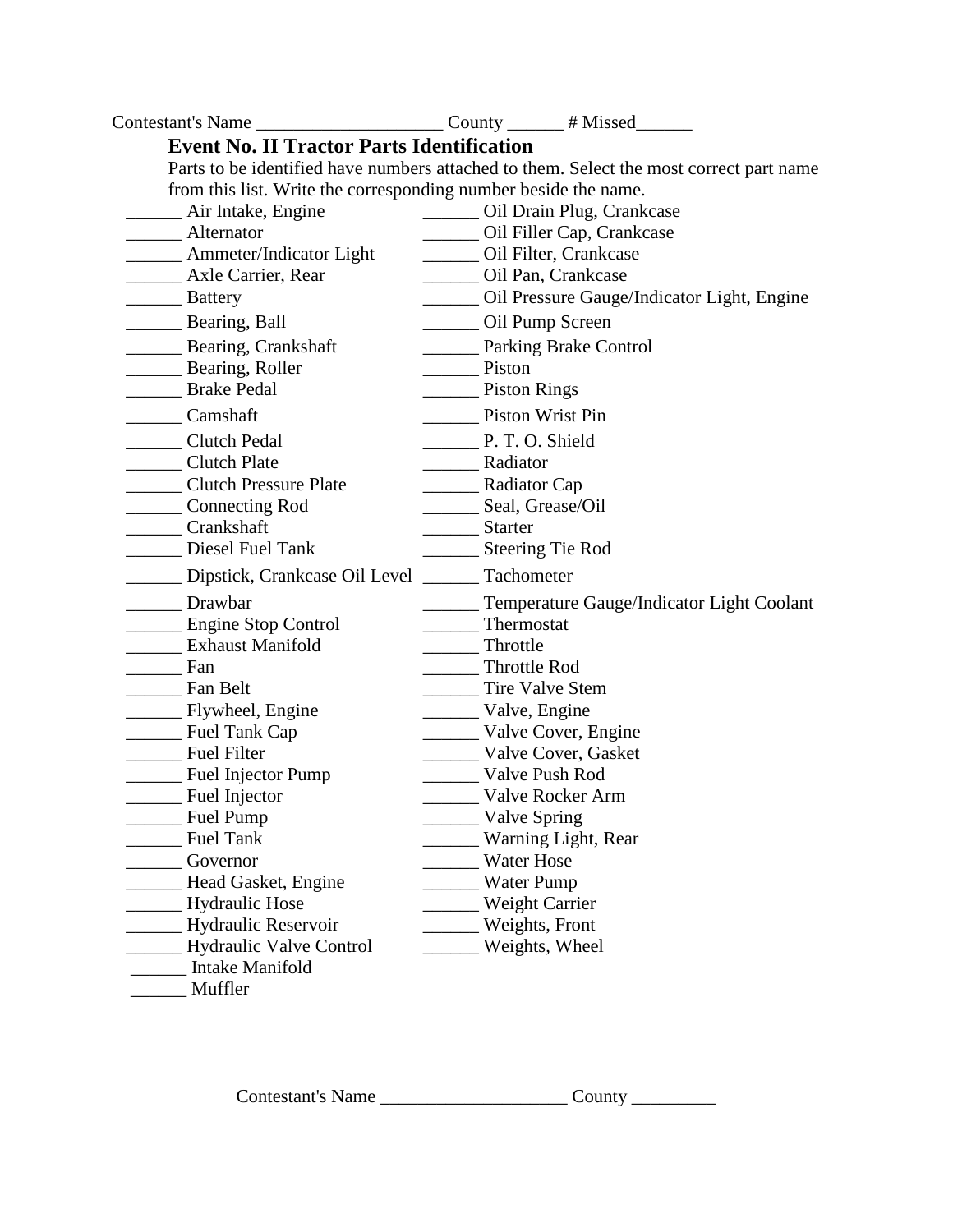Contestant's Name ____________________ County ______ # Missed______

## Event No. II Tractor Parts Identification

Parts to be identified have numbers attached to them. Select the most correct part name from this list. Write the corresponding number beside the name.

______ Air Intake, Engine
______ Alternator
______ Ammeter/Indicator Light
______ Axle Carrier, Rear
______ Battery
______ Bearing, Ball
______ Bearing, Crankshaft
______ Bearing, Roller
______ Brake Pedal
______ Camshaft
______ Clutch Pedal
______ Clutch Plate
______ Clutch Pressure Plate
______ Connecting Rod
______ Crankshaft
______ Diesel Fuel Tank
______ Dipstick, Crankcase Oil Level
______ Drawbar
______ Engine Stop Control
______ Exhaust Manifold
______ Fan
______ Fan Belt
______ Flywheel, Engine
______ Fuel Tank Cap
______ Fuel Filter
______ Fuel Injector Pump
______ Fuel Injector
______ Fuel Pump
______ Fuel Tank
______ Governor
______ Head Gasket, Engine
______ Hydraulic Hose
______ Hydraulic Reservoir
______ Hydraulic Valve Control
______ Intake Manifold
______ Muffler
______ Oil Drain Plug, Crankcase
______ Oil Filler Cap, Crankcase
______ Oil Filter, Crankcase
______ Oil Pan, Crankcase
______ Oil Pressure Gauge/Indicator Light, Engine
______ Oil Pump Screen
______ Parking Brake Control
______ Piston
______ Piston Rings
______ Piston Wrist Pin
______ P. T. O. Shield
______ Radiator
______ Radiator Cap
______ Seal, Grease/Oil
______ Starter
______ Steering Tie Rod
______ Tachometer
______ Temperature Gauge/Indicator Light Coolant
______ Thermostat
______ Throttle
______ Throttle Rod
______ Tire Valve Stem
______ Valve, Engine
______ Valve Cover, Engine
______ Valve Cover, Gasket
______ Valve Push Rod
______ Valve Rocker Arm
______ Valve Spring
______ Warning Light, Rear
______ Water Hose
______ Water Pump
______ Weight Carrier
______ Weights, Front
______ Weights, Wheel

Contestant's Name ____________________ County _________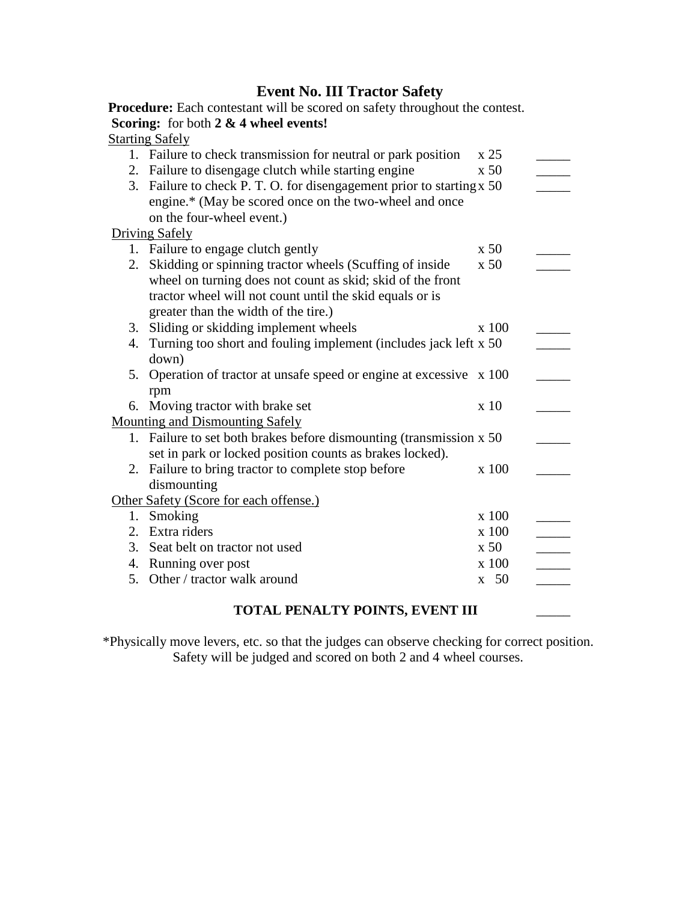# Event No. III Tractor Safety

**Procedure:** Each contestant will be scored on safety throughout the contest.

**Scoring:** for both **2 & 4 wheel events!**

Starting Safely

| | | |
|---|---|---|
| 1. Failure to check transmission for neutral or park position | x 25 | _____ |
| 2. Failure to disengage clutch while starting engine | x 50 | _____ |
| 3. Failure to check P. T. O. for disengagement prior to starting engine.* (May be scored once on the two-wheel and once on the four-wheel event.) | x 50 | _____ |

Driving Safely

| | | |
|---|---|---|
| 1. Failure to engage clutch gently | x 50 | _____ |
| 2. Skidding or spinning tractor wheels (Scuffing of inside wheel on turning does not count as skid; skid of the front tractor wheel will not count until the skid equals or is greater than the width of the tire.) | x 50 | _____ |
| 3. Sliding or skidding implement wheels | x 100 | _____ |
| 4. Turning too short and fouling implement (includes jack left down) | x 50 | _____ |
| 5. Operation of tractor at unsafe speed or engine at excessive rpm | x 100 | _____ |
| 6. Moving tractor with brake set | x 10 | _____ |

Mounting and Dismounting Safely

| | | |
|---|---|---|
| 1. Failure to set both brakes before dismounting (transmission set in park or locked position counts as brakes locked). | x 50 | _____ |
| 2. Failure to bring tractor to complete stop before dismounting | x 100 | _____ |

Other Safety (Score for each offense.)

| | | |
|---|---|---|
| 1. Smoking | x 100 | _____ |
| 2. Extra riders | x 100 | _____ |
| 3. Seat belt on tractor not used | x 50 | _____ |
| 4. Running over post | x 100 | _____ |
| 5. Other / tractor walk around | x 50 | _____ |

**TOTAL PENALTY POINTS, EVENT III** _____

*Physically move levers, etc. so that the judges can observe checking for correct position. Safety will be judged and scored on both 2 and 4 wheel courses.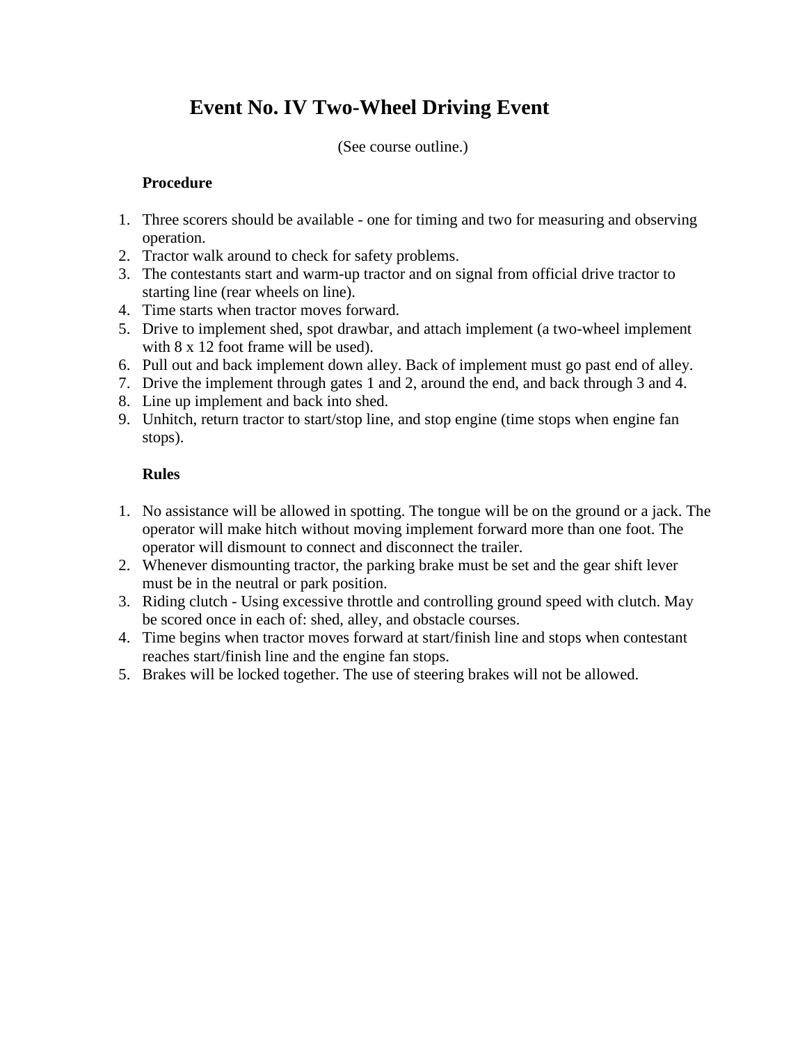# Event No. IV Two-Wheel Driving Event

(See course outline.)

**Procedure**

1. Three scorers should be available - one for timing and two for measuring and observing operation.
2. Tractor walk around to check for safety problems.
3. The contestants start and warm-up tractor and on signal from official drive tractor to starting line (rear wheels on line).
4. Time starts when tractor moves forward.
5. Drive to implement shed, spot drawbar, and attach implement (a two-wheel implement with 8 x 12 foot frame will be used).
6. Pull out and back implement down alley. Back of implement must go past end of alley.
7. Drive the implement through gates 1 and 2, around the end, and back through 3 and 4.
8. Line up implement and back into shed.
9. Unhitch, return tractor to start/stop line, and stop engine (time stops when engine fan stops).

**Rules**

1. No assistance will be allowed in spotting. The tongue will be on the ground or a jack. The operator will make hitch without moving implement forward more than one foot. The operator will dismount to connect and disconnect the trailer.
2. Whenever dismounting tractor, the parking brake must be set and the gear shift lever must be in the neutral or park position.
3. Riding clutch - Using excessive throttle and controlling ground speed with clutch. May be scored once in each of: shed, alley, and obstacle courses.
4. Time begins when tractor moves forward at start/finish line and stops when contestant reaches start/finish line and the engine fan stops.
5. Brakes will be locked together. The use of steering brakes will not be allowed.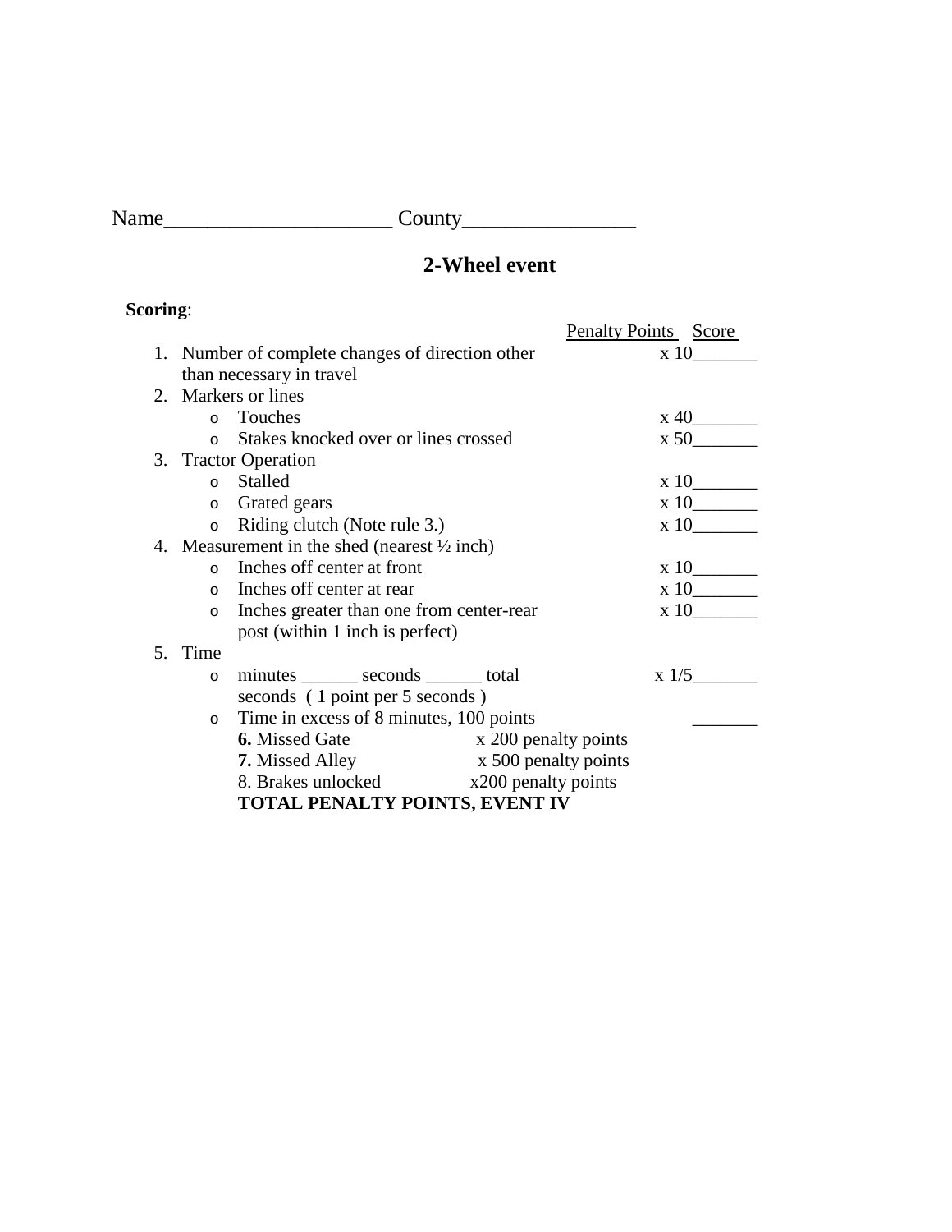Name_____________________ County________________

## 2-Wheel event

**Scoring**:

Penalty Points  Score

1. Number of complete changes of direction other than necessary in travel  x 10_______
2. Markers or lines
   - Touches  x 40_______
   - Stakes knocked over or lines crossed  x 50_______
3. Tractor Operation
   - Stalled  x 10_______
   - Grated gears  x 10_______
   - Riding clutch (Note rule 3.)  x 10_______
4. Measurement in the shed (nearest ½ inch)
   - Inches off center at front  x 10_______
   - Inches off center at rear  x 10_______
   - Inches greater than one from center-rear post (within 1 inch is perfect)  x 10_______
5. Time
   - minutes ______ seconds ______ total seconds ( 1 point per 5 seconds )  x 1/5_______
   - Time in excess of 8 minutes, 100 points  _______

     **6.** Missed Gate  x 200 penalty points

     **7.** Missed Alley  x 500 penalty points

     8. Brakes unlocked  x200 penalty points

     **TOTAL PENALTY POINTS, EVENT IV**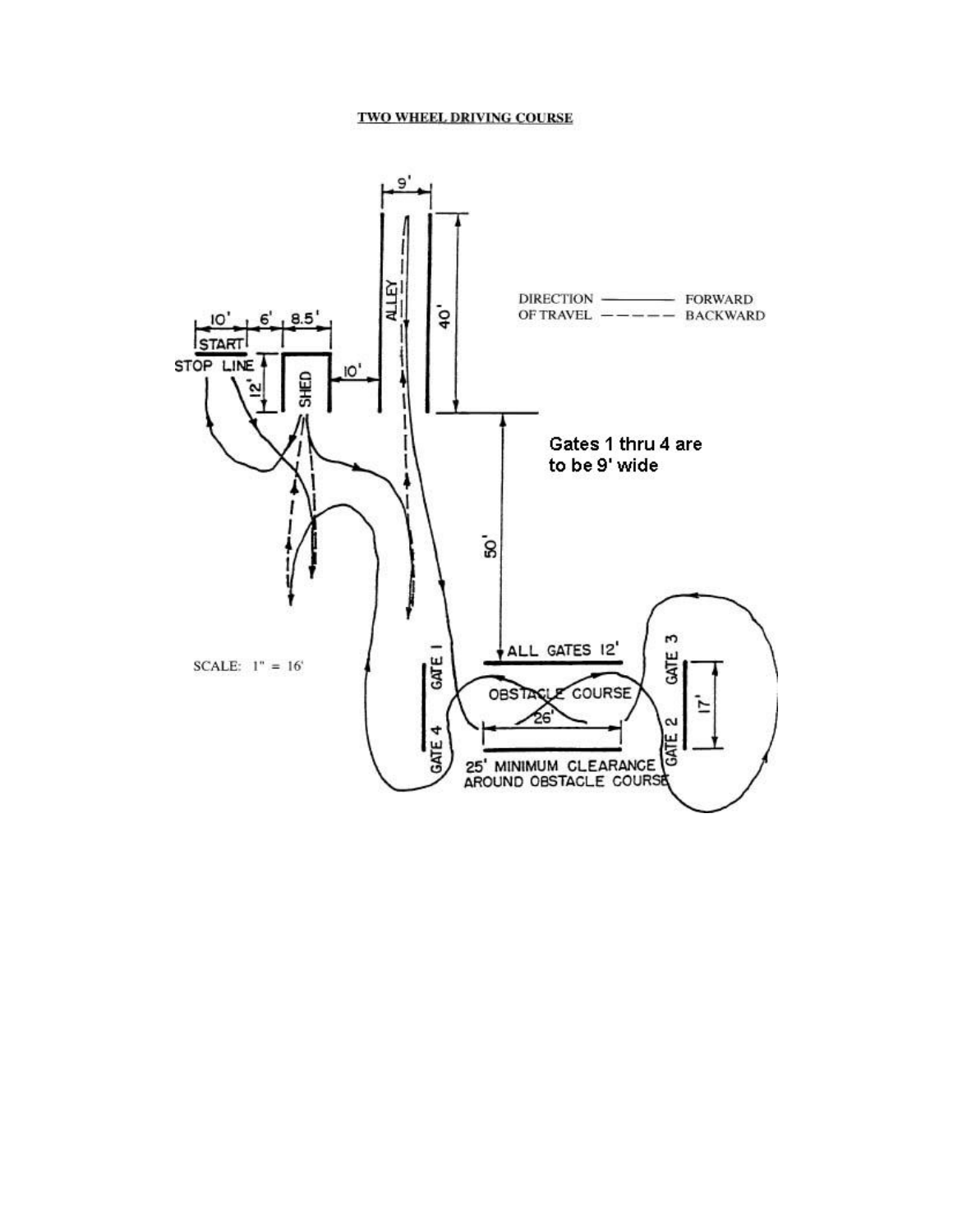## TWO WHEEL DRIVING COURSE

DIRECTION OF TRAVEL ——— FORWARD

DIRECTION OF TRAVEL – – – – BACKWARD

Gates 1 thru 4 are to be 9' wide

START

STOP LINE

SHED

ALLEY

10' 6' 8.5'

12'

10'

9'

40'

50'

ALL GATES 12'

OBSTACLE COURSE

26'

17'

GATE 1

GATE 2

GATE 3

GATE 4

25' MINIMUM CLEARANCE AROUND OBSTACLE COURSE

SCALE: 1" = 16'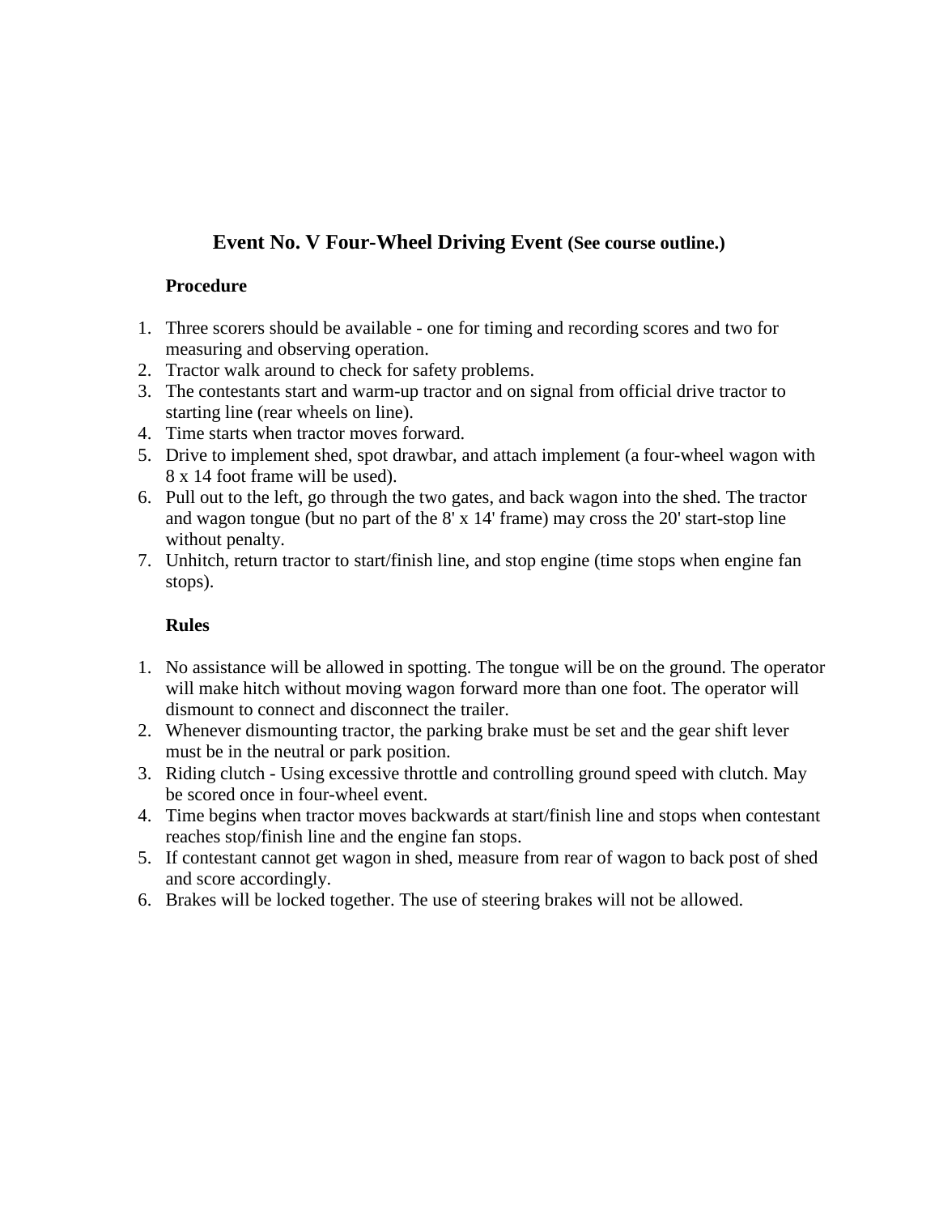## Event No. V Four-Wheel Driving Event **(See course outline.)**

### Procedure

1. Three scorers should be available - one for timing and recording scores and two for measuring and observing operation.
2. Tractor walk around to check for safety problems.
3. The contestants start and warm-up tractor and on signal from official drive tractor to starting line (rear wheels on line).
4. Time starts when tractor moves forward.
5. Drive to implement shed, spot drawbar, and attach implement (a four-wheel wagon with 8 x 14 foot frame will be used).
6. Pull out to the left, go through the two gates, and back wagon into the shed. The tractor and wagon tongue (but no part of the 8' x 14' frame) may cross the 20' start-stop line without penalty.
7. Unhitch, return tractor to start/finish line, and stop engine (time stops when engine fan stops).

### Rules

1. No assistance will be allowed in spotting. The tongue will be on the ground. The operator will make hitch without moving wagon forward more than one foot. The operator will dismount to connect and disconnect the trailer.
2. Whenever dismounting tractor, the parking brake must be set and the gear shift lever must be in the neutral or park position.
3. Riding clutch - Using excessive throttle and controlling ground speed with clutch. May be scored once in four-wheel event.
4. Time begins when tractor moves backwards at start/finish line and stops when contestant reaches stop/finish line and the engine fan stops.
5. If contestant cannot get wagon in shed, measure from rear of wagon to back post of shed and score accordingly.
6. Brakes will be locked together. The use of steering brakes will not be allowed.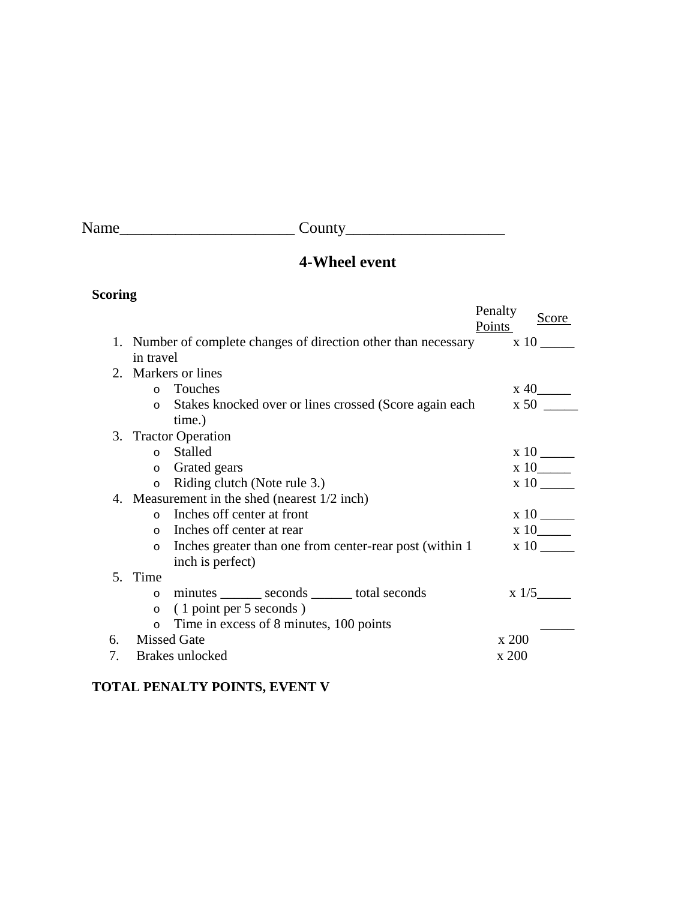Name______________________ County____________________

## 4-Wheel event

**Scoring**

| | Penalty Points | Score |
|---|---|---|
| 1. Number of complete changes of direction other than necessary in travel | x 10 | _____ |
| 2. Markers or lines | | |
| o Touches | x 40 | _____ |
| o Stakes knocked over or lines crossed (Score again each time.) | x 50 | _____ |
| 3. Tractor Operation | | |
| o Stalled | x 10 | _____ |
| o Grated gears | x 10 | _____ |
| o Riding clutch (Note rule 3.) | x 10 | _____ |
| 4. Measurement in the shed (nearest 1/2 inch) | | |
| o Inches off center at front | x 10 | _____ |
| o Inches off center at rear | x 10 | _____ |
| o Inches greater than one from center-rear post (within 1 inch is perfect) | x 10 | _____ |
| 5. Time | | |
| o minutes ______ seconds ______ total seconds | x 1/5 | _____ |
| o ( 1 point per 5 seconds ) | | |
| o Time in excess of 8 minutes, 100 points | | _____ |
| 6. Missed Gate | x 200 | |
| 7. Brakes unlocked | x 200 | |

**TOTAL PENALTY POINTS, EVENT V**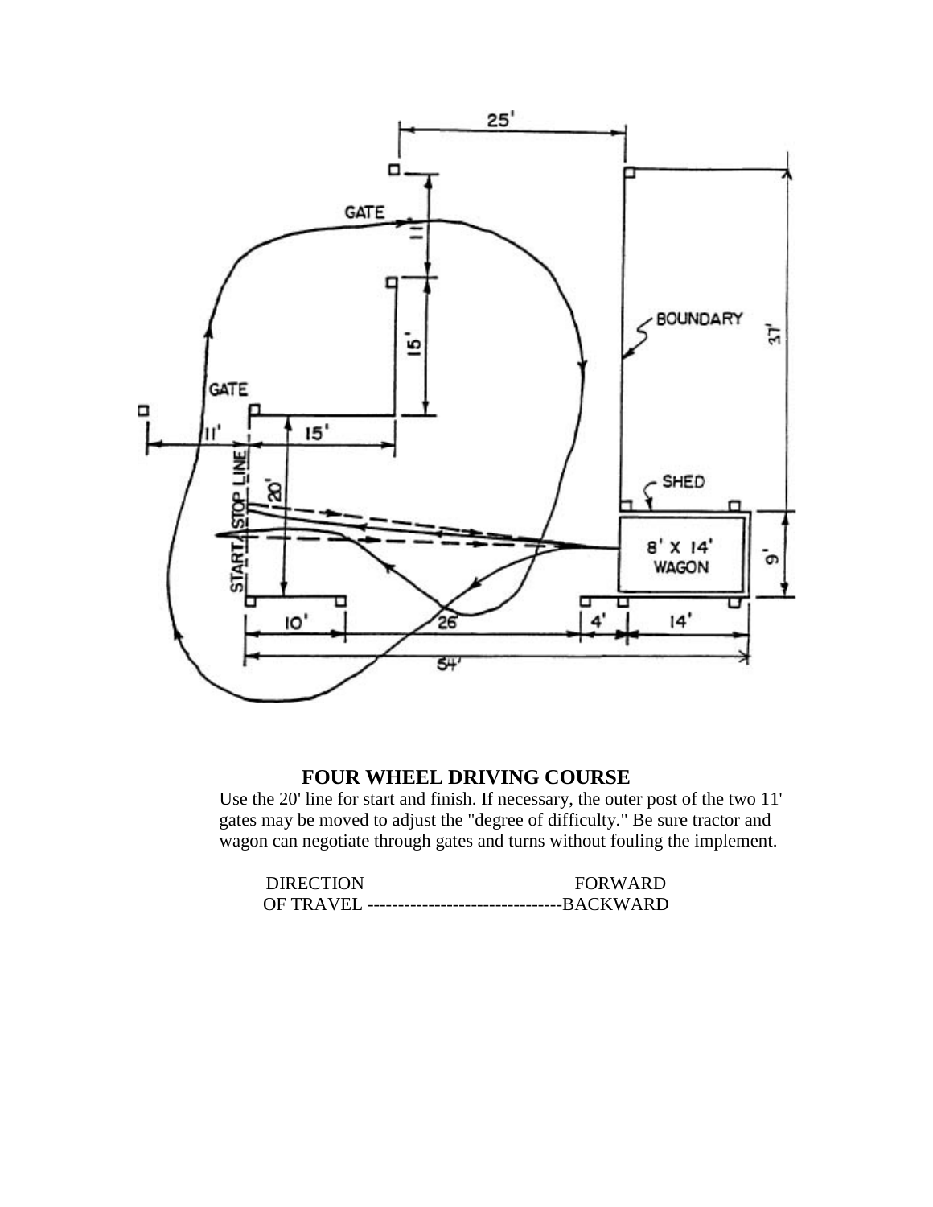**FOUR WHEEL DRIVING COURSE**

Use the 20' line for start and finish. If necessary, the outer post of the two 11' gates may be moved to adjust the "degree of difficulty." Be sure tractor and wagon can negotiate through gates and turns without fouling the implement.

DIRECTION \_\_\_\_\_\_\_\_\_\_\_\_\_\_\_\_\_\_\_\_\_\_\_\_ FORWARD
OF TRAVEL -------------------------------- BACKWARD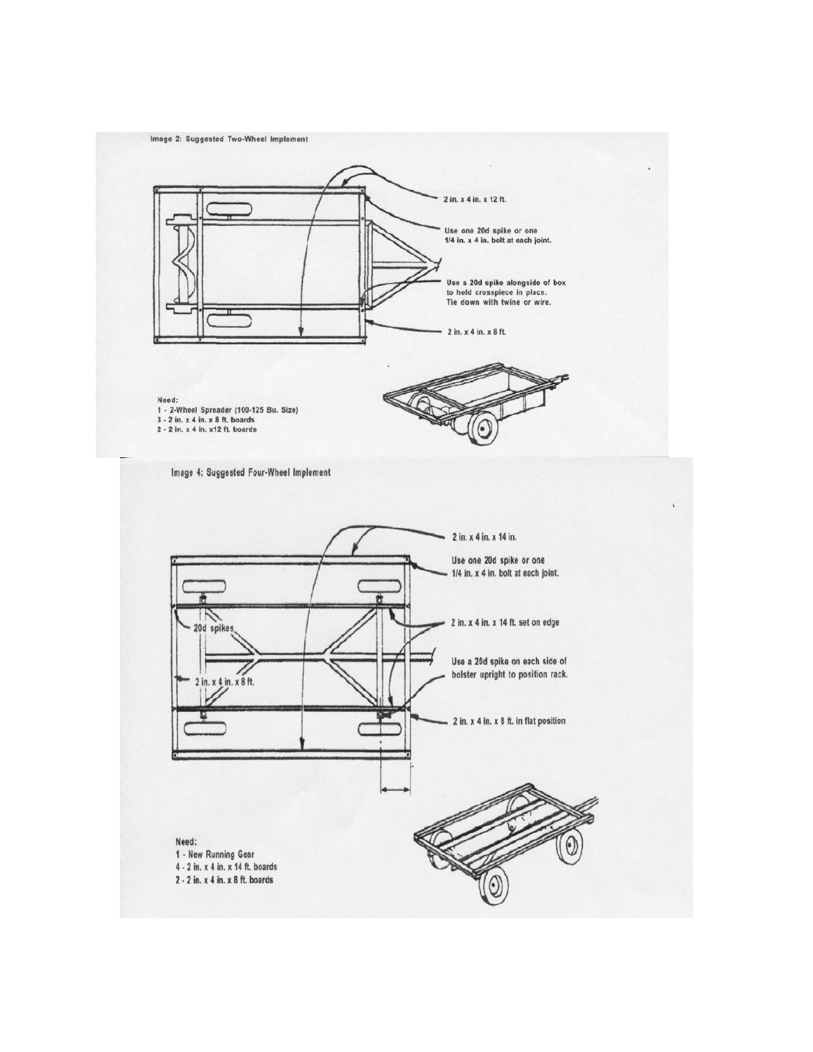Image 2: Suggested Two-Wheel Implement

2 in. x 4 in. x 12 ft.

Use one 20d spike or one 1/4 in. x 4 in. bolt at each joint.

Use a 20d spike alongside of box to hold crosspiece in place. Tie down with twine or wire.

2 in. x 4 in. x 8 ft.

Need:
1 - 2-Wheel Spreader (100-125 Bu. Size)
3 - 2 in. x 4 in. x 8 ft. boards
2 - 2 in. x 4 in. x12 ft. boards

Image 4: Suggested Four-Wheel Implement

2 in. x 4 in. x 14 in.

Use one 20d spike or one 1/4 in. x 4 in. bolt at each joint.

20d spikes

2 in. x 4 in. x 14 ft. set on edge

Use a 20d spike on each side of bolster upright to position rack.

2 in. x 4 in. x 8 ft.

2 in. x 4 in. x 8 ft. in flat position

Need:
1 - New Running Gear
4 - 2 in. x 4 in. x 14 ft. boards
2 - 2 in. x 4 in. x 8 ft. boards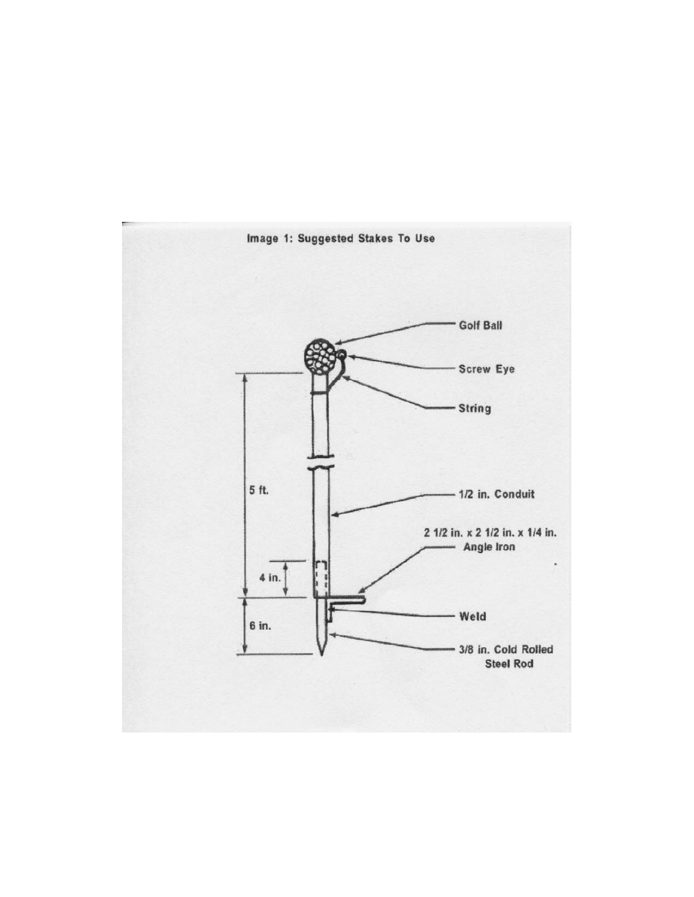Image 1: Suggested Stakes To Use

Golf Ball

Screw Eye

String

5 ft.

1/2 in. Conduit

2 1/2 in. x 2 1/2 in. x 1/4 in. Angle Iron

4 in.

Weld

6 in.

3/8 in. Cold Rolled Steel Rod